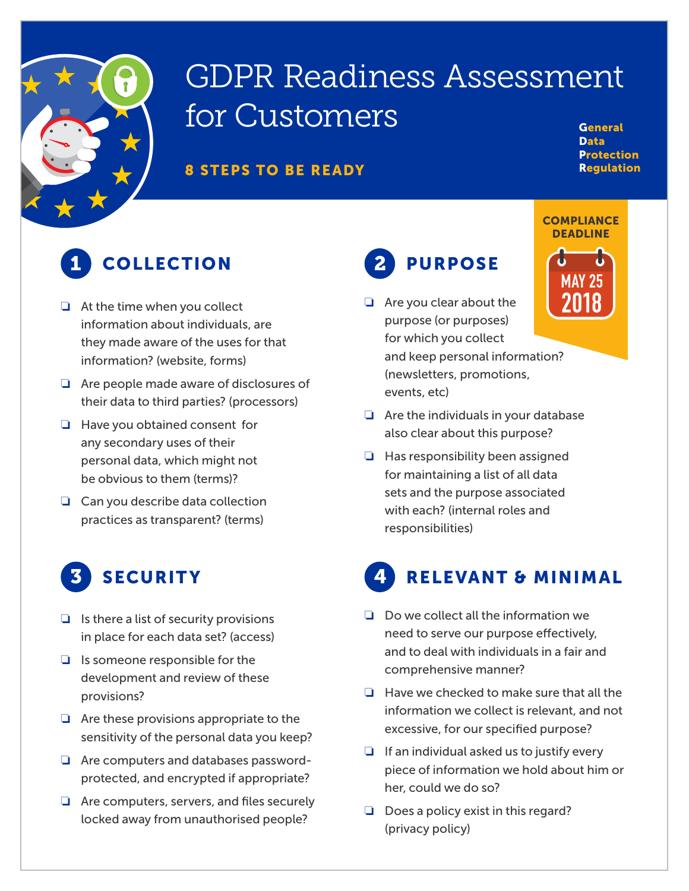# GDPR Readiness Assessment for Customers

**8 STEPS TO BE READY**

**General Data Protection Regulation**

**COMPLIANCE DEADLINE**
MAY 25 2018

## 1 COLLECTION

- ❑ At the time when you collect information about individuals, are they made aware of the uses for that information? (website, forms)
- ❑ Are people made aware of disclosures of their data to third parties? (processors)
- ❑ Have you obtained consent for any secondary uses of their personal data, which might not be obvious to them (terms)?
- ❑ Can you describe data collection practices as transparent? (terms)

## 2 PURPOSE

- ❑ Are you clear about the purpose (or purposes) for which you collect and keep personal information? (newsletters, promotions, events, etc)
- ❑ Are the individuals in your database also clear about this purpose?
- ❑ Has responsibility been assigned for maintaining a list of all data sets and the purpose associated with each? (internal roles and responsibilities)

## 3 SECURITY

- ❑ Is there a list of security provisions in place for each data set? (access)
- ❑ Is someone responsible for the development and review of these provisions?
- ❑ Are these provisions appropriate to the sensitivity of the personal data you keep?
- ❑ Are computers and databases password-protected, and encrypted if appropriate?
- ❑ Are computers, servers, and files securely locked away from unauthorised people?

## 4 RELEVANT & MINIMAL

- ❑ Do we collect all the information we need to serve our purpose effectively, and to deal with individuals in a fair and comprehensive manner?
- ❑ Have we checked to make sure that all the information we collect is relevant, and not excessive, for our specified purpose?
- ❑ If an individual asked us to justify every piece of information we hold about him or her, could we do so?
- ❑ Does a policy exist in this regard? (privacy policy)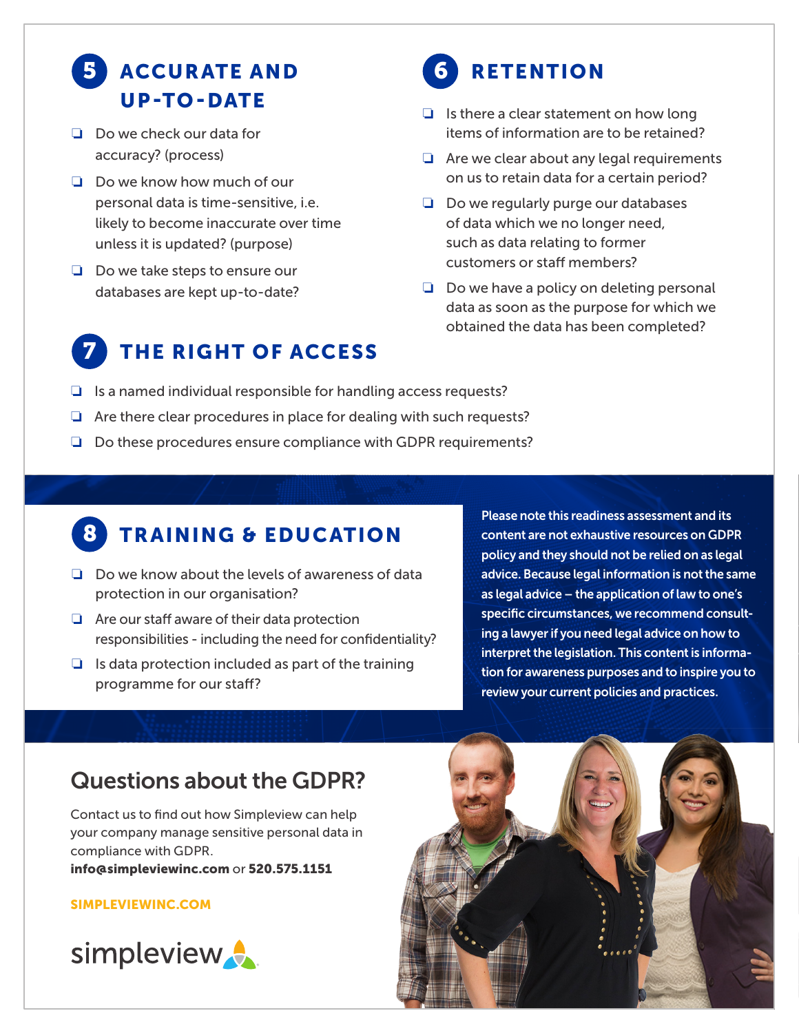## 5 ACCURATE AND UP-TO-DATE

- ❑ Do we check our data for accuracy? (process)
- ❑ Do we know how much of our personal data is time-sensitive, i.e. likely to become inaccurate over time unless it is updated? (purpose)
- ❑ Do we take steps to ensure our databases are kept up-to-date?

## 6 RETENTION

- ❑ Is there a clear statement on how long items of information are to be retained?
- ❑ Are we clear about any legal requirements on us to retain data for a certain period?
- ❑ Do we regularly purge our databases of data which we no longer need, such as data relating to former customers or staff members?
- ❑ Do we have a policy on deleting personal data as soon as the purpose for which we obtained the data has been completed?

## 7 THE RIGHT OF ACCESS

- ❑ Is a named individual responsible for handling access requests?
- ❑ Are there clear procedures in place for dealing with such requests?
- ❑ Do these procedures ensure compliance with GDPR requirements?

## 8 TRAINING & EDUCATION

- ❑ Do we know about the levels of awareness of data protection in our organisation?
- ❑ Are our staff aware of their data protection responsibilities - including the need for confidentiality?
- ❑ Is data protection included as part of the training programme for our staff?

**Please note this readiness assessment and its content are not exhaustive resources on GDPR policy and they should not be relied on as legal advice. Because legal information is not the same as legal advice – the application of law to one's specific circumstances, we recommend consulting a lawyer if you need legal advice on how to interpret the legislation. This content is information for awareness purposes and to inspire you to review your current policies and practices.**

## Questions about the GDPR?

Contact us to find out how Simpleview can help your company manage sensitive personal data in compliance with GDPR.
**info@simpleviewinc.com** or **520.575.1151**

**SIMPLEVIEWINC.COM**

simpleview